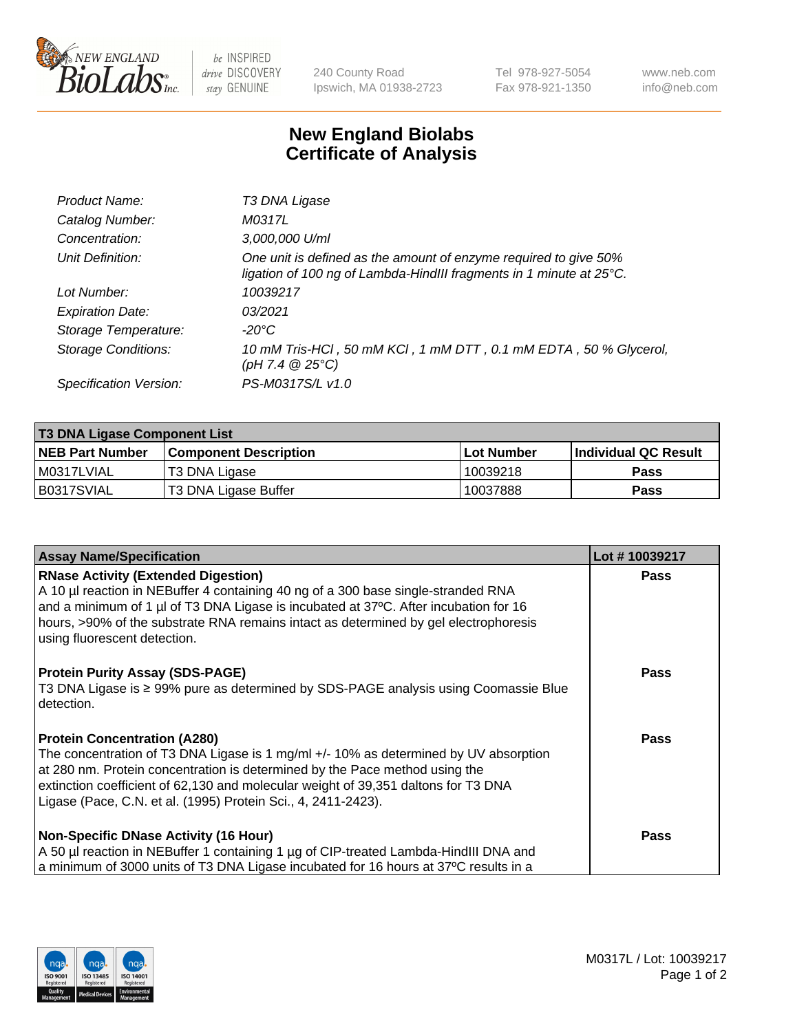# New England Biolabs
# Certificate of Analysis

| | |
|---|---|
| *Product Name:* | *T3 DNA Ligase* |
| *Catalog Number:* | *M0317L* |
| *Concentration:* | *3,000,000 U/ml* |
| *Unit Definition:* | *One unit is defined as the amount of enzyme required to give 50% ligation of 100 ng of Lambda-HindIII fragments in 1 minute at 25°C.* |
| *Lot Number:* | *10039217* |
| *Expiration Date:* | *03/2021* |
| *Storage Temperature:* | *-20°C* |
| *Storage Conditions:* | *10 mM Tris-HCl , 50 mM KCl , 1 mM DTT , 0.1 mM EDTA , 50 % Glycerol, (pH 7.4 @ 25°C)* |
| *Specification Version:* | *PS-M0317S/L v1.0* |

| **T3 DNA Ligase Component List** | | | |
|---|---|---|---|
| **NEB Part Number** | **Component Description** | **Lot Number** | **Individual QC Result** |
| M0317LVIAL | T3 DNA Ligase | 10039218 | **Pass** |
| B0317SVIAL | T3 DNA Ligase Buffer | 10037888 | **Pass** |

| **Assay Name/Specification** | **Lot # 10039217** |
|---|---|
| **RNase Activity (Extended Digestion)** A 10 µl reaction in NEBuffer 4 containing 40 ng of a 300 base single-stranded RNA and a minimum of 1 µl of T3 DNA Ligase is incubated at 37ºC. After incubation for 16 hours, >90% of the substrate RNA remains intact as determined by gel electrophoresis using fluorescent detection. | **Pass** |
| **Protein Purity Assay (SDS-PAGE)** T3 DNA Ligase is ≥ 99% pure as determined by SDS-PAGE analysis using Coomassie Blue detection. | **Pass** |
| **Protein Concentration (A280)** The concentration of T3 DNA Ligase is 1 mg/ml +/- 10% as determined by UV absorption at 280 nm. Protein concentration is determined by the Pace method using the extinction coefficient of 62,130 and molecular weight of 39,351 daltons for T3 DNA Ligase (Pace, C.N. et al. (1995) Protein Sci., 4, 2411-2423). | **Pass** |
| **Non-Specific DNase Activity (16 Hour)** A 50 µl reaction in NEBuffer 1 containing 1 µg of CIP-treated Lambda-HindIII DNA and a minimum of 3000 units of T3 DNA Ligase incubated for 16 hours at 37ºC results in a | **Pass** |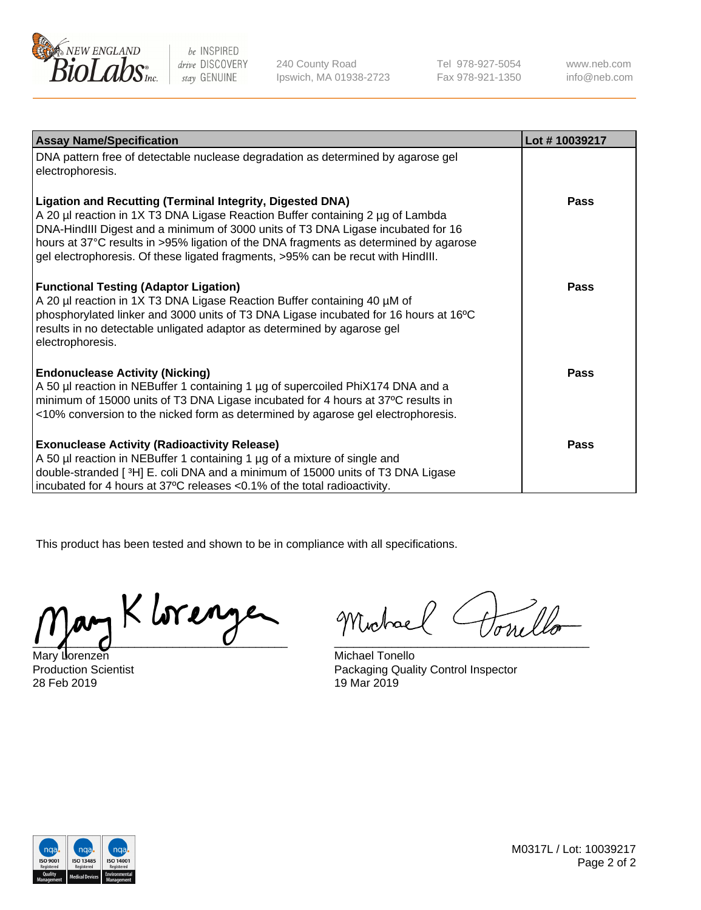| Assay Name/Specification | Lot # 10039217 |
|---|---|
| DNA pattern free of detectable nuclease degradation as determined by agarose gel electrophoresis. | |
| **Ligation and Recutting (Terminal Integrity, Digested DNA)**<br>A 20 µl reaction in 1X T3 DNA Ligase Reaction Buffer containing 2 µg of Lambda DNA-HindIII Digest and a minimum of 3000 units of T3 DNA Ligase incubated for 16 hours at 37°C results in >95% ligation of the DNA fragments as determined by agarose gel electrophoresis. Of these ligated fragments, >95% can be recut with HindIII. | **Pass** |
| **Functional Testing (Adaptor Ligation)**<br>A 20 µl reaction in 1X T3 DNA Ligase Reaction Buffer containing 40 µM of phosphorylated linker and 3000 units of T3 DNA Ligase incubated for 16 hours at 16ºC results in no detectable unligated adaptor as determined by agarose gel electrophoresis. | **Pass** |
| **Endonuclease Activity (Nicking)**<br>A 50 µl reaction in NEBuffer 1 containing 1 µg of supercoiled PhiX174 DNA and a minimum of 15000 units of T3 DNA Ligase incubated for 4 hours at 37ºC results in <10% conversion to the nicked form as determined by agarose gel electrophoresis. | **Pass** |
| **Exonuclease Activity (Radioactivity Release)**<br>A 50 µl reaction in NEBuffer 1 containing 1 µg of a mixture of single and double-stranded [ $^3$H] E. coli DNA and a minimum of 15000 units of T3 DNA Ligase incubated for 4 hours at 37ºC releases <0.1% of the total radioactivity. | **Pass** |

This product has been tested and shown to be in compliance with all specifications.

Mary Lorenzen
Production Scientist
28 Feb 2019

Michael Tonello
Packaging Quality Control Inspector
19 Mar 2019

M0317L / Lot: 10039217